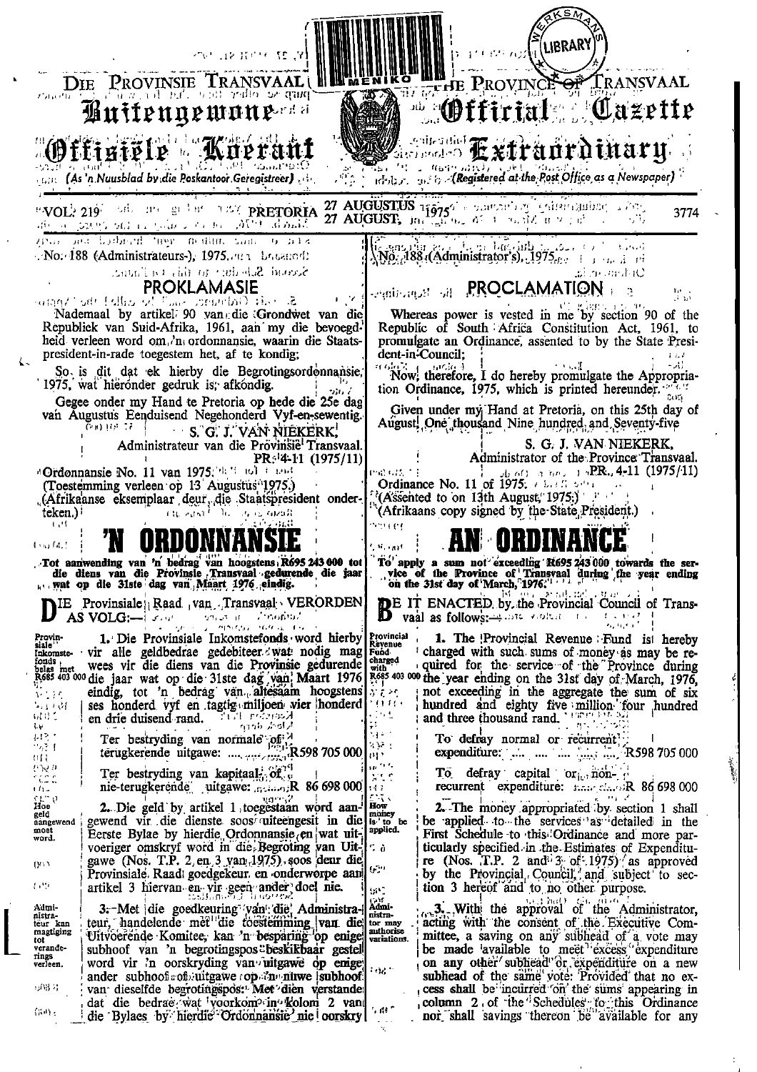# Die Provinsie Transvaal — Buitengewone Offisiële Koerant

*(As 'n Nuusblad by die Poskantoor Geregistreer)*

# The Province of Transvaal — Official Gazette Extraordinary

*(Registered at the Post Office as a Newspaper)*

VOL. 219 PRETORIA 27 AUGUSTUS 1975 / 27 AUGUST, 1975 3774

No. 188 (Administrateurs-), 1975.

## PROKLAMASIE

Nademaal by artikel 90 van die Grondwet van die Republiek van Suid-Afrika, 1961, aan my die bevoegdheid verleen word om 'n ordonnansie, waarin die Staatspresident-in-rade toegestem het, af te kondig;

So is dit dat ek hierby die Begrotingsordonnansie, 1975, wat hieronder gedruk is, afkondig.

Gegee onder my Hand te Pretoria op hede die 25e dag van Augustus Eenduisend Negehonderd Vyf-en-sewentig.

S. G. J. VAN NIEKERK,
Administrateur van die Provinsie Transvaal.
PR. 4-11 (1975/11)

Ordonnansie No. 11 van 1975.
(Toestemming verleen op 13 Augustus 1975.)
(Afrikaanse eksemplaar deur die Staatspresident onderteken.)

# 'N ORDONNANSIE

**Tot aanwending van 'n bedrag van hoogstens R695 243 000 tot die diens van die Provinsie Transvaal gedurende die jaar wat op die 31ste dag van Maart 1976 eindig.**

DIE Provinsiale Raad van Transvaal VERORDEN AS VOLG:—

*Provinsiale Inkomstefonds belas met R685 403 000.*

1. Die Provinsiale Inkomstefonds word hierby vir alle geldbedrae gedebiteer wat nodig mag wees vir die diens van die Provinsie gedurende die jaar wat op die 31ste dag van Maart 1976 eindig, tot 'n bedrag van altesaam hoogstens ses honderd vyf en tagtig miljoen vier honderd en drie duisend rand.

Ter bestryding van normale of terugkerende uitgawe: R598 705 000

Ter bestryding van kapitaal- of nie-terugkerende uitgawe: R 86 698 000

*Hoe geld aangewend moet word.*

2. Die geld by artikel 1 toegestaan word aangewend vir die dienste soos uiteengesit in die Eerste Bylae by hierdie Ordonnansie en wat uitvoeriger omskryf word in die Begroting van Uitgawe (Nos. T.P. 2 en 3 van 1975), soos deur die Provinsiale Raad goedgekeur en onderworpe aan artikel 3 hiervan en vir geen ander doel nie.

*Administrateur kan magtiging tot veranderings verleen.*

3. Met die goedkeuring van die Administrateur, handelende met die toestemming van die Uitvoerende Komitee, kan 'n besparing op enige subhoof van 'n begrotingspos beskikbaar gestel word vir 'n oorskryding van uitgawe op enige ander subhoof of uitgawe op 'n nuwe subhoof van dieselfde begrotingspos: Met dien verstande dat die bedrae wat voorkom in kolom 2 van die Bylaes by hierdie Ordonnansie nie oorskry

No. 188 (Administrator's), 1975.

## PROCLAMATION

Whereas power is vested in me by section 90 of the Republic of South Africa Constitution Act, 1961, to promulgate an Ordinance, assented to by the State President-in-Council;

Now, therefore, I do hereby promulgate the Appropriation Ordinance, 1975, which is printed hereunder.

Given under my Hand at Pretoria, on this 25th day of August, One thousand Nine hundred and Seventy-five.

S. G. J. VAN NIEKERK,
Administrator of the Province Transvaal.
PR. 4-11 (1975/11)

Ordinance No. 11 of 1975.
(Assented to on 13th August, 1975.)
(Afrikaans copy signed by the State President.)

# AN ORDINANCE

**To apply a sum not exceeding R695 243 000 towards the service of the Province of Transvaal during the year ending on the 31st day of March, 1976.**

BE IT ENACTED by the Provincial Council of Transvaal as follows:—

*Provincial Revenue Fund charged with R685 403 000.*

1. The Provincial Revenue Fund is hereby charged with such sums of money as may be required for the service of the Province during the year ending on the 31st day of March, 1976, not exceeding in the aggregate the sum of six hundred and eighty five million four hundred and three thousand rand.

To defray normal or recurrent expenditure: R598 705 000

To defray capital or non-recurrent expenditure: R 86 698 000

*How money is to be applied.*

2. The money appropriated by section 1 shall be applied to the services as detailed in the First Schedule to this Ordinance and more particularly specified in the Estimates of Expenditure (Nos. T.P. 2 and 3 of 1975) as approved by the Provincial Council, and subject to section 3 hereof and to no other purpose.

*Administrator may authorise variations.*

3. With the approval of the Administrator, acting with the consent of the Executive Committee, a saving on any subhead of a vote may be made available to meet excess expenditure on any other subhead or expenditure on a new subhead of the same vote: Provided that no excess shall be incurred on the sums appearing in column 2 of the Schedules to this Ordinance nor shall savings thereon be available for any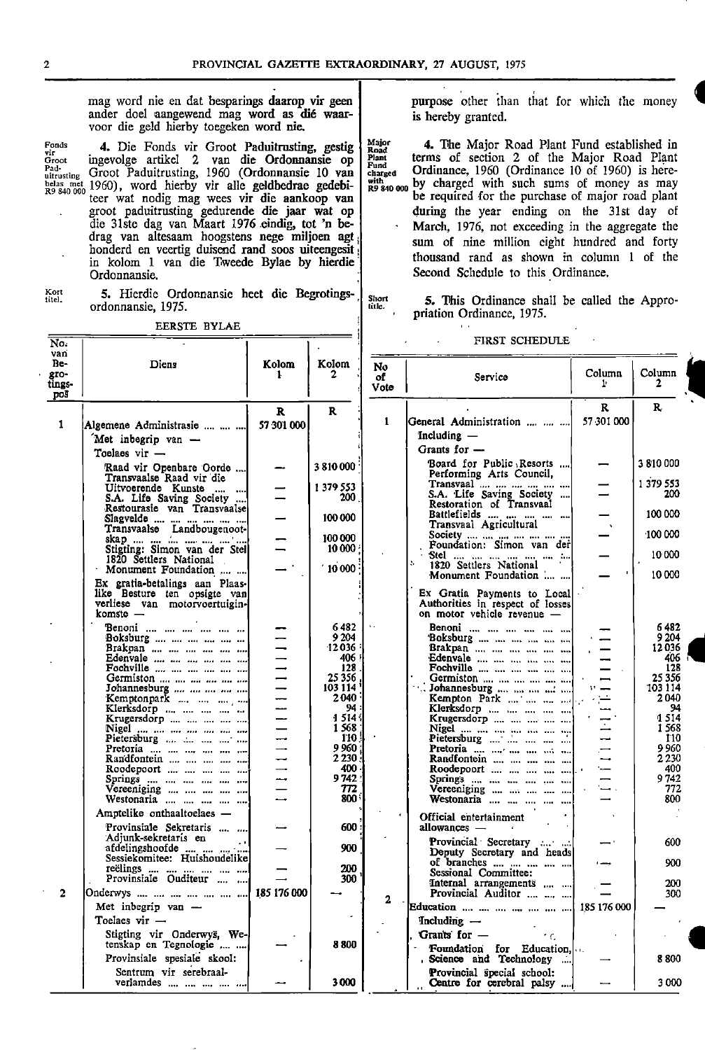mag word nie en dat besparings daarop vir geen ander doel aangewend mag word as dié waarvoor die geld hierby toegeken word nie.

purpose other than that for which the money is hereby granted.

*Fonds vir Groot Paduitrusting belas met R9 840 000*

4. Die Fonds vir Groot Paduitrusting, gestig ingevolge artikel 2 van die Ordonnansie op Groot Paduitrusting, 1960 (Ordonnansie 10 van 1960), word hierby vir alle geldbedrae gedebiteer wat nodig mag wees vir die aankoop van groot paduitrusting gedurende die jaar wat op die 31ste dag van Maart 1976 eindig, tot 'n bedrag van altesaam hoogstens nege miljoen agt honderd en veertig duisend rand soos uiteengesit in kolom 1 van die Tweede Bylae by hierdie Ordonnansie.

*Major Road Plant Fund charged with R9 840 000*

4. The Major Road Plant Fund established in terms of section 2 of the Major Road Plant Ordinance, 1960 (Ordinance 10 of 1960) is hereby charged with such sums of money as may be required for the purchase of major road plant during the year ending on the 31st day of March, 1976, not exceeding in the aggregate the sum of nine million eight hundred and forty thousand rand as shown in column 1 of the Second Schedule to this Ordinance.

*Kort titel.*

5. Hierdie Ordonnansie heet die Begrotingsordonnansie, 1975.

*Short title.*

5. This Ordinance shall be called the Appropriation Ordinance, 1975.

## EERSTE BYLAE / FIRST SCHEDULE

| No. van Begrotingspos | Diens | Kolom 1 | Kolom 2 | No. of Vote | Service | Column 1 | Column 2 |
|---|---|---|---|---|---|---|---|
| | | R | R | | | R | R |
| 1 | Algemene Administrasie .... .... .... | 57 301 000 | | 1 | General Administration .... .... .... | 57 301 000 | |
| | Met inbegrip van — | | | | Including — | | |
| | Toelaes vir — | | | | Grants for — | | |
| | Raad vir Openbare Oorde .... | — | 3 810 000 | | Board for Public Resorts .... | — | 3 810 000 |
| | Transvaalse Raad vir die Uitvoerende Kunste .... .... | — | 1 379 553 | | Performing Arts Council, Transvaal .... .... .... .... .... | — | 1 379 553 |
| | S.A. Life Saving Society .... | — | 200 | | S.A. Life Saving Society .... | — | 200 |
| | Restourasie van Transvaalse Slagvelde .... .... .... .... .... | — | 100 000 | | Restoration of Transvaal Battlefields .... .... .... .... | — | 100 000 |
| | Transvaalse Landbougenootskap .... .... .... .... .... .... | — | 100 000 | | Transvaal Agricultural Society .... .... .... .... .... .... | — | 100 000 |
| | Stigting: Simon van der Stel | — | 10 000 | | Foundation: Simon van der Stel .... .... .... .... .... .... | — | 10 000 |
| | 1820 Settlers National Monument Foundation .... .... | — | 10 000 | | 1820 Settlers National Monument Foundation .... .... | — | 10 000 |
| | Ex gratia-betalings aan Plaaslike Besture ten opsigte van verliese van motorvoertuiginkomste — | | | | Ex Gratia Payments to Local Authorities in respect of losses on motor vehicle revenue — | | |
| | Benoni .... .... .... .... .... .... | — | 6 482 | | Benoni .... .... .... .... .... .... | — | 6 482 |
| | Boksburg .... .... .... .... .... | — | 9 204 | | Boksburg .... .... .... .... .... | — | 9 204 |
| | Brakpan .... .... .... .... .... | — | 12 036 | | Brakpan .... .... .... .... .... | — | 12 036 |
| | Edenvale .... .... .... .... .... | — | 406 | | Edenvale .... .... .... .... .... | — | 406 |
| | Fochville .... .... .... .... .... | — | 128 | | Fochville .... .... .... .... .... | — | 128 |
| | Germiston .... .... .... .... .... | — | 25 356 | | Germiston .... .... .... .... .... | — | 25 356 |
| | Johannesburg .... .... .... .... | — | 103 114 | | Johannesburg .... .... .... .... | — | 103 114 |
| | Kemptonpark .... .... .... .... | — | 2 040 | | Kempton Park .... .... .... .... | — | 2 040 |
| | Klerksdorp .... .... .... .... .... | — | 94 | | Klerksdorp .... .... .... .... .... | — | 94 |
| | Krugersdorp .... .... .... .... | — | 1 514 | | Krugersdorp .... .... .... .... | — | 1 514 |
| | Nigel .... .... .... .... .... .... | — | 1 568 | | Nigel .... .... .... .... .... .... | — | 1 568 |
| | Pietersburg .... .... .... .... | — | 110 | | Pietersburg .... .... .... .... | — | 110 |
| | Pretoria .... .... .... .... .... | — | 9 960 | | Pretoria .... .... .... .... .... | — | 9 960 |
| | Randfontein .... .... .... .... | — | 2 230 | | Randfontein .... .... .... .... | — | 2 230 |
| | Roodepoort .... .... .... .... | — | 400 | | Roodepoort .... .... .... .... | — | 400 |
| | Springs .... .... .... .... .... | — | 9 742 | | Springs .... .... .... .... .... | — | 9 742 |
| | Vereeniging .... .... .... .... | — | 772 | | Vereeniging .... .... .... .... | — | 772 |
| | Westonaria .... .... .... .... | — | 800 | | Westonaria .... .... .... .... | — | 800 |
| | Amptelike onthaaltoelaes — | | | | Official entertainment allowances — | | |
| | Provinsiale Sekretaris .... .... | — | 600 | | Provincial Secretary .... .... | — | 600 |
| | Adjunk-sekretaris en afdelingshoofde .... .... .... | — | 900 | | Deputy Secretary and heads of branches .... .... .... .... | — | 900 |
| | Sessiekomitee: Huishoudelike reëlings .... .... .... .... | — | 200 | | Sessional Committee: Internal arrangements .... .... | — | 200 |
| | Provinsiale Ouditeur .... .... | — | 300 | | Provincial Auditor .... .... .... | — | 300 |
| 2 | Onderwys .... .... .... .... .... .... | 185 176 000 | — | 2 | Education .... .... .... .... .... .... | 185 176 000 | — |
| | Met inbegrip van — | | | | Including — | | |
| | Toelaes vir — | | | | Grants for — | | |
| | Stigting vir Onderwys, Wetenskap en Tegnologie .... .... | — | 8 800 | | Foundation for Education, Science and Technology .... | — | 8 800 |
| | Provinsiale spesiale skool: | | | | Provincial special school: | | |
| | Sentrum vir serebraalverlamdes .... .... .... .... .... | — | 3 000 | | Centre for cerebral palsy .... | — | 3 000 |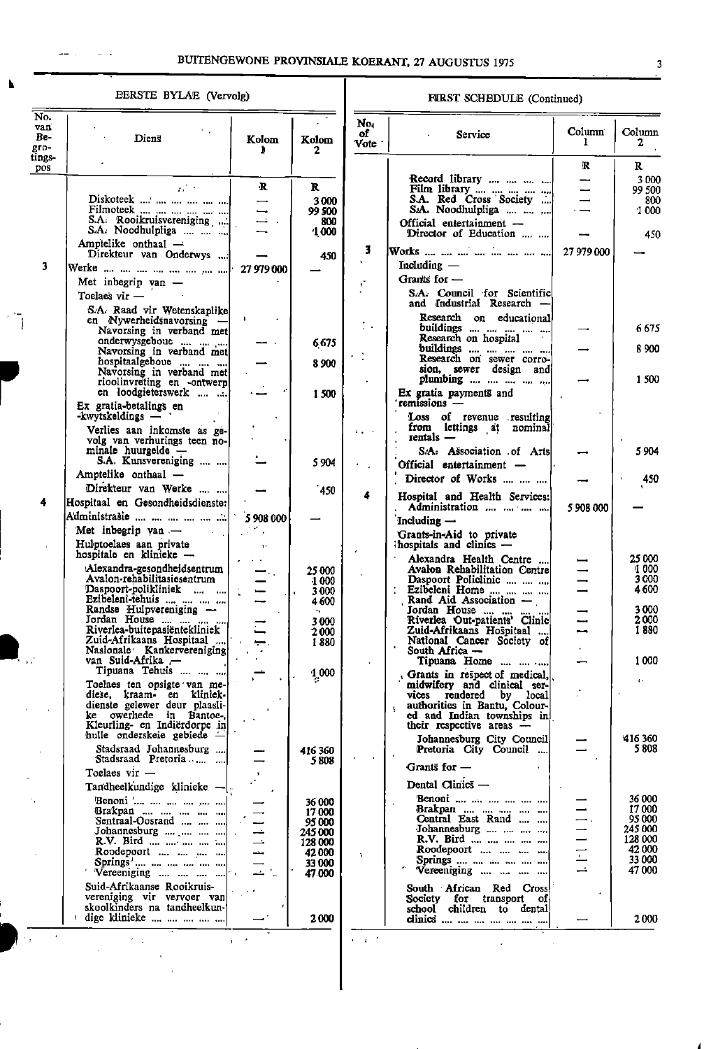## EERSTE BYLAE (Vervolg)

| No. van Begrotingspos | Diens | Kolom 1 | Kolom 2 |
|---|---|---|---|
| | | R | R |
| | Diskoteek | — | 3 000 |
| | Filmoteek | — | 99 500 |
| | S.A. Rooikruisvereniging | — | 800 |
| | S.A. Noodhulpliga | — | 1 000 |
| | Amptelike onthaal — | | |
| | Direkteur van Onderwys | — | 450 |
| 3 | Werke | 27 979 000 | — |
| | Met inbegrip van — | | |
| | Toelaes vir — | | |
| | S.A. Raad vir Wetenskaplike en Nywerheidsnavorsing — | | |
| | Navorsing in verband met onderwysgeboue | — | 6 675 |
| | Navorsing in verband met hospitaalgeboue | — | 8 900 |
| | Navorsing in verband met rioolinvreting en -ontwerp en loodgieterswerk | — | 1 500 |
| | Ex gratia-betalings en -kwytskeldings — | | |
| | Verlies aan inkomste as gevolg van verhurings teen nominale huurgelde — | | |
| | S.A. Kunsvereniging | — | 5 904 |
| | Amptelike onthaal — | | |
| | Direkteur van Werke | — | 450 |
| 4 | Hospitaal en Gesondheidsdienste: Administrasie | 5 908 000 | — |
| | Met inbegrip van — | | |
| | Hulptoelaes aan private hospitale en klinieke — | | |
| | Alexandra-gesondheidsentrum | — | 25 000 |
| | Avalon-rehabilitasiesentrum | — | 1 000 |
| | Daspoort-polikliniek | — | 3 000 |
| | Ezibeleni-tehuis | — | 4 600 |
| | Randse Hulpvereniging — | | |
| | Jordan House | — | 3 000 |
| | Riverlea-buitepasiëntekliniek | — | 2 000 |
| | Zuid-Afrikaans Hospitaal | — | 1 880 |
| | Nasionale Kankervereniging van Suid-Afrika — | | |
| | Tipuana Tehuis | — | 1 000 |
| | Toelaes ten opsigte van mediese, kraam- en kliniekdienste gelewer deur plaaslike owerhede in Bantoe-, Kleurling- en Indiërdorpe in hulle onderskeie gebiede — | | |
| | Stadsraad Johannesburg | — | 416 360 |
| | Stadsraad Pretoria | — | 5 808 |
| | Toelaes vir — | | |
| | Tandheelkundige klinieke — | | |
| | Benoni | — | 36 000 |
| | Brakpan | — | 17 000 |
| | Sentraal-Oosrand | — | 95 000 |
| | Johannesburg | — | 245 000 |
| | R.V. Bird | — | 128 000 |
| | Roodepoort | — | 42 000 |
| | Springs | — | 33 000 |
| | Vereeniging | — | 47 000 |
| | Suid-Afrikaanse Rooikruisvereniging vir vervoer van skoolkinders na tandheelkundige klinieke | — | 2 000 |

## FIRST SCHEDULE (Continued)

| No. of Vote | Service | Column 1 | Column 2 |
|---|---|---|---|
| | | R | R |
| | Record library | — | 3 000 |
| | Film library | — | 99 500 |
| | S.A. Red Cross Society | — | 800 |
| | S.A. Noodhulpliga | — | 1 000 |
| | Official entertainment — | | |
| | Director of Education | — | 450 |
| 3 | Works | 27 979 000 | — |
| | Including — | | |
| | Grants for — | | |
| | S.A. Council for Scientific and Industrial Research — | | |
| | Research on educational buildings | — | 6 675 |
| | Research on hospital buildings | — | 8 900 |
| | Research on sewer corrosion, sewer design and plumbing | — | 1 500 |
| | Ex gratia payments and remissions — | | |
| | Loss of revenue resulting from lettings at nominal rentals — | | |
| | S.A. Association of Arts | — | 5 904 |
| | Official entertainment — | | |
| | Director of Works | — | 450 |
| 4 | Hospital and Health Services: Administration | 5 908 000 | — |
| | Including — | | |
| | Grants-in-Aid to private hospitals and clinics — | | |
| | Alexandra Health Centre | — | 25 000 |
| | Avalon Rehabilitation Centre | — | 1 000 |
| | Daspoort Policlinic | — | 3 000 |
| | Ezibeleni Home | — | 4 600 |
| | Rand Aid Association — | | |
| | Jordan House | — | 3 000 |
| | Riverlea Out-patients' Clinic | — | 2 000 |
| | Zuid-Afrikaans Hospitaal | — | 1 880 |
| | National Cancer Society of South Africa — | | |
| | Tipuana Home | — | 1 000 |
| | Grants in respect of medical, midwifery and clinical services rendered by local authorities in Bantu, Coloured and Indian townships in their respective areas — | | |
| | Johannesburg City Council | — | 416 360 |
| | Pretoria City Council | — | 5 808 |
| | Grants for — | | |
| | Dental Clinics — | | |
| | Benoni | — | 36 000 |
| | Brakpan | — | 17 000 |
| | Central East Rand | — | 95 000 |
| | Johannesburg | — | 245 000 |
| | R.V. Bird | — | 128 000 |
| | Roodepoort | — | 42 000 |
| | Springs | — | 33 000 |
| | Vereeniging | — | 47 000 |
| | South African Red Cross Society for transport of school children to dental clinics | — | 2 000 |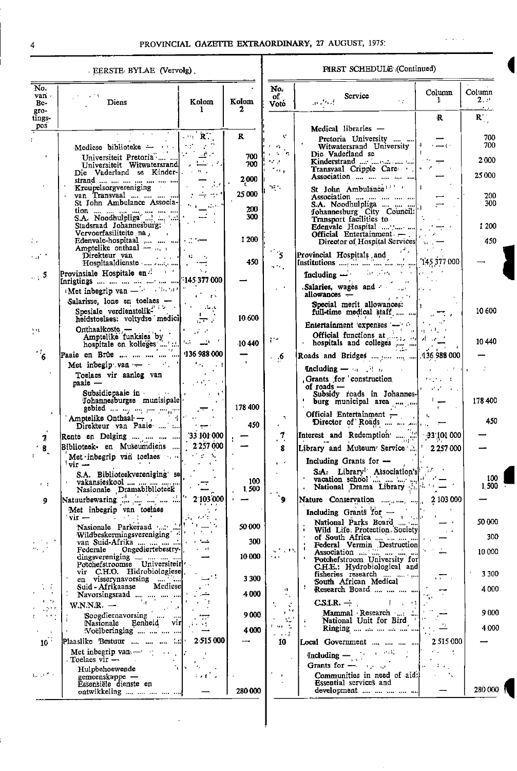## EERSTE BYLAE (Vervolg).

| No. van Begrotingspos | Diens | Kolom 1 | Kolom 2 |
|---|---|---|---|
| | | R | R |
| | Mediese biblioteke — | | |
| | Universiteit Pretoria | — | 700 |
| | Universiteit Witwatersrand | — | 700 |
| | Die Vaderland se Kinderstrand | — | 2 000 |
| | Kreupelsorgvereniging van Transvaal | — | 25 000 |
| | St John Ambulance Association | — | 200 |
| | S.A. Noodhulpliga | — | 300 |
| | Stadsraad Johannesburg: Vervoerfasiliteite na Edenvale-hospitaal | — | 1 200 |
| | Amptelike onthaal — Direkteur van Hospitaaldienste | — | 450 |
| 5 | Provinsiale Hospitale en Inrigtings | 145 377 000 | — |
| | Met inbegrip van — | | |
| | Salarisse, lone en toelaes — | | |
| | Spesiale verdienstelikheidstoelaes: voltydse medici | — | 10 600 |
| | Onthaalkoste — | | |
| | Amptelike funksies by hospitale en kolleges | — | 10 440 |
| 6 | Paaie en Brûe | 136 988 000 | — |
| | Met inbegrip van — | | |
| | Toelaes vir aanleg van paaie — | | |
| | Subsidiepaaie in Johannesburgse munisipale gebied | — | 178 400 |
| | Amptelike Onthaal — Direkteur van Paaie | — | 450 |
| 7 | Rente en Delging | 33 101 000 | — |
| 8 | Biblioteek- en Museumdiens | 2 257 000 | — |
| | Met inbegrip van toelaes vir — | | |
| | S.A. Biblioteekvereniging se vakansieskool | — | 100 |
| | Nasionale Dramabiblioteek | — | 1 500 |
| 9 | Natuurbewaring | 2 103 000 | — |
| | Met inbegrip van toelaes vir — | | |
| | Nasionale Parkeraad | — | 50 000 |
| | Wildbeskermingsvereniging van Suid-Afrika | — | 300 |
| | Federale Ongediertebestrydingsvereniging | — | 10 000 |
| | Potchefstroomse Universiteit vir C.H.O. Hidrobiologiese en visserynavorsing | — | 3 300 |
| | Suid-Afrikaanse Mediese Navorsingsraad | — | 4 000 |
| | W.N.N.R. — | | |
| | Soogdiernavorsing | — | 9 000 |
| | Nasionale Eenheid vir Voëlberinging | — | 4 000 |
| 10 | Plaaslike Bestuur | 2 515 000 | — |
| | Met inbegrip van — | | |
| | Toelaes vir — | | |
| | Hulpbehoewende gemeenskappe — | | |
| | Essensiële dienste en ontwikkeling | — | 280 000 |

## FIRST SCHEDULE (Continued)

| No. of Vote | Service | Column 1 | Column 2 |
|---|---|---|---|
| | | R | R |
| | Medical libraries — | | |
| | Pretoria University | — | 700 |
| | Witwatersrand University | — | 700 |
| | Die Vaderland se Kinderstrand | — | 2 000 |
| | Transvaal Cripple Care Association | — | 25 000 |
| | St John Ambulance Association | — | 200 |
| | S.A. Noodhulpliga | — | 300 |
| | Johannesburg City Council: Transport facilities to Edenvale Hospital | — | 1 200 |
| | Official Entertainment — Director of Hospital Services | — | 450 |
| 5 | Provincial Hospitals and Institutions | 145 377 000 | — |
| | Including — | | |
| | Salaries, wages and allowances — | | |
| | Special merit allowances: full-time medical staff | — | 10 600 |
| | Entertainment expenses — | | |
| | Official functions at hospitals and colleges | — | 10 440 |
| 6 | Roads and Bridges | 136 988 000 | — |
| | Including — | | |
| | Grants for construction of roads — | | |
| | Subsidy roads in Johannesburg municipal area | — | 178 400 |
| | Official Entertainment — Director of Roads | — | 450 |
| 7 | Interest and Redemption | 33 101 000 | — |
| 8 | Library and Museum Service | 2 257 000 | — |
| | Including Grants for — | | |
| | S.A. Library Association's vacation school | — | 100 |
| | National Drama Library | — | 1 500 |
| 9 | Nature Conservation | 2 103 000 | — |
| | Including Grants for — | | |
| | National Parks Board | — | 50 000 |
| | Wild Life Protection Society of South Africa | — | 300 |
| | Federal Vermin Destruction Association | — | 10 000 |
| | Potchefstroom University for C.H.E.: Hydrobiological and fisheries research | — | 3 300 |
| | South African Medical Research Board | — | 4 000 |
| | C.S.I.R. — | | |
| | Mammal Research | — | 9 000 |
| | National Unit for Bird Ringing | — | 4 000 |
| 10 | Local Government | 2 515 000 | — |
| | Including — | | |
| | Grants for — | | |
| | Communities in need of aid: Essential services and development | — | 280 000 |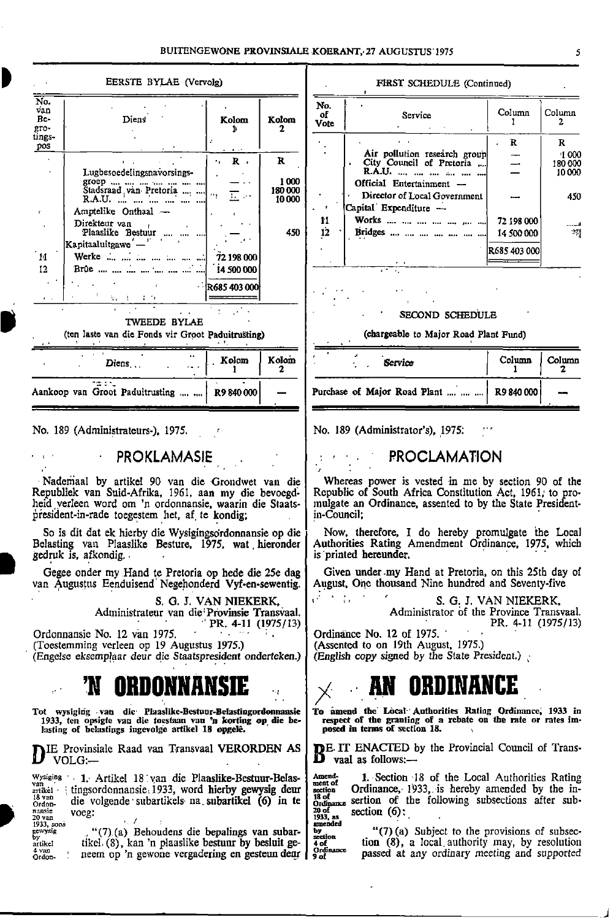## EERSTE BYLAE (Vervolg)

| No. van Begrotingspos | Diens | Kolom 1 | Kolom 2 |
|---|---|---|---|
| | | R | R |
| | Lugbesoedelingsnavorsingsgroep .... .... .... .... .... .... | — | 1 000 |
| | Stadsraad van Pretoria .... .... | — | 180 000 |
| | R.A.U. .... .... .... .... .... .... | — | 10 000 |
| | Amptelike Onthaal — | | |
| | Direkteur van Plaaslike Bestuur .... .... .... | — | 450 |
| | Kapitaaluitgawe — | | |
| 11 | Werke .... .... .... .... .... .... | 72 198 000 | |
| 12 | Brûe .... .... .... .... .... .... .... | 14 500 000 | |
| | | R685 403 000 | |

## FIRST SCHEDULE (Continued)

| No. of Vote | Service | Column 1 | Column 2 |
|---|---|---|---|
| | | R | R |
| | Air pollution research group | — | 1 000 |
| | City Council of Pretoria .... | — | 180 000 |
| | R.A.U. .... .... .... .... .... .... | — | 10 000 |
| | Official Entertainment — | | |
| | Director of Local Government | — | 450 |
| | Capital Expenditure — | | |
| 11 | Works .... .... .... .... .... .... | 72 198 000 | |
| 12 | Bridges .... .... .... .... .... .... | 14 500 000 | |
| | | R685 403 000 | |

## TWEEDE BYLAE

(ten laste van die Fonds vir Groot Paduitrusting)

| Diens | Kolom 1 | Kolom 2 |
|---|---|---|
| Aankoop van Groot Paduitrusting .... .... | R9 840 000 | — |

## SECOND SCHEDULE

(chargeable to Major Road Plant Fund)

| Service | Column 1 | Column 2 |
|---|---|---|
| Purchase of Major Road Plant .... .... .... | R9 840 000 | — |

No. 189 (Administrateurs-), 1975.

## PROKLAMASIE

Nademaal by artikel 90 van die Grondwet van die Republiek van Suid-Afrika, 1961, aan my die bevoegdheid verleen word om 'n ordonnansie, waarin die Staatspresident-in-rade toegestem het, af te kondig;

So is dit dat ek hierby die Wysigingsordonnansie op die Belasting van Plaaslike Besture, 1975, wat hieronder gedruk is, afkondig.

Gegee onder my Hand te Pretoria op hede die 25e dag van Augustus Eenduisend Negehonderd Vyf-en-sewentig.

S. G. J. VAN NIEKERK,
Administrateur van die Provinsie Transvaal.
PR. 4-11 (1975/13)

Ordonnansie No. 12 van 1975.
(Toestemming verleen op 19 Augustus 1975.)
(Engelse eksemplaar deur die Staatspresident onderteken.)

# 'N ORDONNANSIE

**Tot wysiging van die Plaaslike-Bestuur-Belastingordonnansie 1933, ten opsigte van die toestaan van 'n korting op die belasting of belastings ingevolge artikel 18 opgelê.**

DIE Provinsiale Raad van Transvaal VERORDEN AS VOLG:—

Wysiging van artikel 18 van Ordonnansie 20 van 1933, soos gewysig by artikel 4 van Ordonnansie

1. Artikel 18 van die Plaaslike-Bestuur-Belastingsordonnansie 1933, word hierby gewysig deur die volgende subartikels na subartikel (6) in te voeg:

"(7) (a) Behoudens die bepalings van subartikel (8), kan 'n plaaslike bestuur by besluit geneem op 'n gewone vergadering en gesteun deur

No. 189 (Administrator's), 1975.

## PROCLAMATION

Whereas power is vested in me by section 90 of the Republic of South Africa Constitution Act, 1961, to promulgate an Ordinance, assented to by the State President-in-Council;

Now, therefore, I do hereby promulgate the Local Authorities Rating Amendment Ordinance, 1975, which is printed hereunder.

Given under my Hand at Pretoria, on this 25th day of August, One thousand Nine hundred and Seventy-five

S. G. J. VAN NIEKERK,
Administrator of the Province Transvaal.
PR. 4-11 (1975/13)

Ordinance No. 12 of 1975.
(Assented to on 19th August, 1975.)
(English copy signed by the State President.)

# AN ORDINANCE

**To amend the Local Authorities Rating Ordinance, 1933 in respect of the granting of a rebate on the rate or rates imposed in terms of section 18.**

BE IT ENACTED by the Provincial Council of Transvaal as follows:—

Amendment of section 18 of Ordinance 20 of 1933, as amended by section 4 of Ordinance 9 of

1. Section 18 of the Local Authorities Rating Ordinance, 1933, is hereby amended by the insertion of the following subsections after subsection (6):

"(7) (a) Subject to the provisions of subsection (8), a local authority may, by resolution passed at any ordinary meeting and supported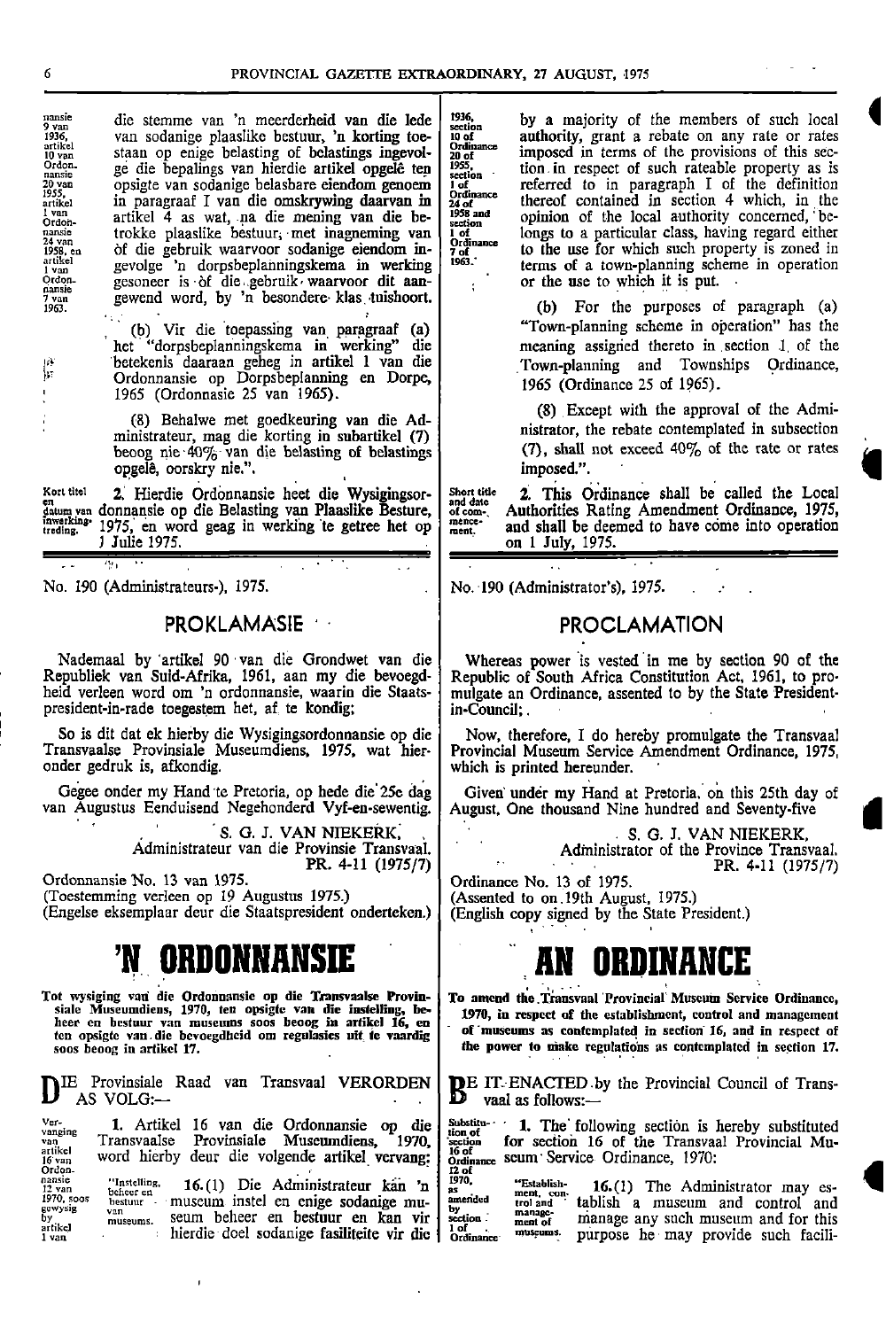die stemme van 'n meerderheid van die lede van sodanige plaaslike bestuur, 'n korting toestaan op enige belasting of belastings ingevolge die bepalings van hierdie artikel opgelê ten opsigte van sodanige belasbare eiendom genoem in paragraaf I van die omskrywing daarvan in artikel 4 as wat, na die mening van die betrokke plaaslike bestuur, met inagneming van òf die gebruik waarvoor sodanige eiendom ingevolge 'n dorpsbeplanningskema in werking gesoneer is òf die gebruik waarvoor dit aangewend word, by 'n besondere klas tuishoort.

(b) Vir die toepassing van paragraaf (a) het "dorpsbeplanningskema in werking" die betekenis daaraan geheg in artikel 1 van die Ordonnansie op Dorpsbeplanning en Dorpe, 1965 (Ordonnansie 25 van 1965).

(8) Behalwe met goedkeuring van die Administrateur, mag die korting in subartikel (7) beoog nie 40% van die belasting of belastings opgelê, oorskry nie.".

**Kort titel en datum van inwerkingtreding.** 2. Hierdie Ordonnansie heet die Wysigingsordonnansie op die Belasting van Plaaslike Besture, 1975, en word geag in werking te getree het op 1 Julie 1975.

by a majority of the members of such local authority, grant a rebate on any rate or rates imposed in terms of the provisions of this section in respect of such rateable property as is referred to in paragraph I of the definition thereof contained in section 4 which, in the opinion of the local authority concerned, belongs to a particular class, having regard either to the use for which such property is zoned in terms of a town-planning scheme in operation or the use to which it is put.

(b) For the purposes of paragraph (a) "Town-planning scheme in operation" has the meaning assigned thereto in section 1 of the Town-planning and Townships Ordinance, 1965 (Ordinance 25 of 1965).

(8) Except with the approval of the Administrator, the rebate contemplated in subsection (7), shall not exceed 40% of the rate or rates imposed.".

**Short title and date of commencement.** 2. This Ordinance shall be called the Local Authorities Rating Amendment Ordinance, 1975, and shall be deemed to have come into operation on 1 July, 1975.

---

No. 190 (Administrateurs-), 1975.

## PROKLAMASIE

Nademaal by artikel 90 van die Grondwet van die Republiek van Suid-Afrika, 1961, aan my die bevoegdheid verleen word om 'n ordonnansie, waarin die Staatspresident-in-rade toegestem het, af te kondig;

So is dit dat ek hierby die Wysigingsordonnansie op die Transvaalse Provinsiale Museumdiens, 1975, wat hieronder gedruk is, afkondig.

Gegee onder my Hand te Pretoria, op hede die 25e dag van Augustus Eenduisend Negehonderd Vyf-en-sewentig.

S. G. J. VAN NIEKERK,
Administrateur van die Provinsie Transvaal.
PR. 4-11 (1975/7)

Ordonnansie No. 13 van 1975.
(Toestemming verleen op 19 Augustus 1975.)
(Engelse eksemplaar deur die Staatspresident onderteken.)

# 'N ORDONNANSIE

**Tot wysiging van die Ordonnansie op die Transvaalse Provinsiale Museumdiens, 1970, ten opsigte van die instelling, beheer en bestuur van museums soos beoog in artikel 16, en ten opsigte van die bevoegdheid om regulasies uit te vaardig soos beoog in artikel 17.**

DIE Provinsiale Raad van Transvaal VERORDEN AS VOLG:—

**Vervanging van artikel 16 van Ordonnansie 12 van 1970, soos gewysig by artikel 1 van** 1. Artikel 16 van die Ordonnansie op die Transvaalse Provinsiale Museumdiens, 1970, word hierby deur die volgende artikel vervang:

"**Instelling, beheer en bestuur van museums.** 16.(1) Die Administrateur kan 'n museum instel en enige sodanige museum beheer en bestuur en kan vir hierdie doel sodanige fasiliteite vir die

No. 190 (Administrator's), 1975.

## PROCLAMATION

Whereas power is vested in me by section 90 of the Republic of South Africa Constitution Act, 1961, to promulgate an Ordinance, assented to by the State President-in-Council;

Now, therefore, I do hereby promulgate the Transvaal Provincial Museum Service Amendment Ordinance, 1975, which is printed hereunder.

Given under my Hand at Pretoria, on this 25th day of August, One thousand Nine hundred and Seventy-five.

S. G. J. VAN NIEKERK,
Administrator of the Province Transvaal.
PR. 4-11 (1975/7)

Ordinance No. 13 of 1975.
(Assented to on 19th August, 1975.)
(English copy signed by the State President.)

# AN ORDINANCE

**To amend the Transvaal Provincial Museum Service Ordinance, 1970, in respect of the establishment, control and management of museums as contemplated in section 16, and in respect of the power to make regulations as contemplated in section 17.**

BE IT ENACTED by the Provincial Council of Transvaal as follows:—

**Substitution of section 16 of Ordinance 12 of 1970, as amended by section 1 of Ordinance** 1. The following section is hereby substituted for section 16 of the Transvaal Provincial Museum Service Ordinance, 1970:

"**Establishment, control and management of museums.** 16.(1) The Administrator may establish a museum and control and manage any such museum and for this purpose he may provide such facili-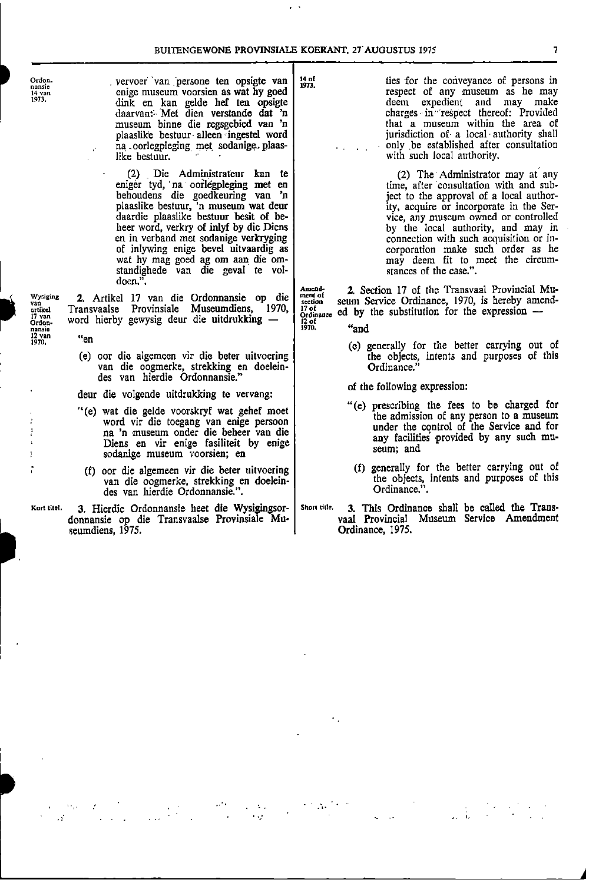Ordonnansie 14 van 1973.

vervoer van persone ten opsigte van enige museum voorsien as wat hy goed dink en kan gelde hef ten opsigte daarvan: Met dien verstande dat 'n museum binne die regsgebied van 'n plaaslike bestuur alleen ingestel word na oorlegpleging met sodanige plaaslike bestuur.

(2) Die Administrateur kan te eniger tyd, na oorlegpleging met en behoudens die goedkeuring van 'n plaaslike bestuur, 'n museum wat deur daardie plaaslike bestuur besit of beheer word, verkry of inlyf by die Diens en in verband met sodanige verkryging of inlywing enige bevel uitvaardig as wat hy mag goed ag om aan die omstandighede van die geval te voldoen.".

Wysiging van artikel 17 van Ordonnansie 12 van 1970.

2. Artikel 17 van die Ordonnansie op die Transvaalse Provinsiale Museumdiens, 1970, word hierby gewysig deur die uitdrukking —

"en

(e) oor die algemeen vir die beter uitvoering van die oogmerke, strekking en doeleindes van hierdie Ordonnansie."

deur die volgende uitdrukking te vervang:

"(e) wat die gelde voorskryf wat gehef moet word vir die toegang van enige persoon na 'n museum onder die beheer van die Diens en vir enige fasiliteit by enige sodanige museum voorsien; en

(f) oor die algemeen vir die beter uitvoering van die oogmerke, strekking en doeleindes van hierdie Ordonnansie.".

Kort titel.

3. Hierdie Ordonnansie heet die Wysigingsordonnansie op die Transvaalse Provinsiale Museumdiens, 1975.

14 of 1973.

ties for the conveyance of persons in respect of any museum as he may deem expedient and may make charges in respect thereof: Provided that a museum within the area of jurisdiction of a local authority shall only be established after consultation with such local authority.

(2) The Administrator may at any time, after consultation with and subject to the approval of a local authority, acquire or incorporate in the Service, any museum owned or controlled by the local authority, and may in connection with such acquisition or incorporation make such order as he may deem fit to meet the circumstances of the case.".

Amendment of section 17 of Ordinance 12 of 1970.

2. Section 17 of the Transvaal Provincial Museum Service Ordinance, 1970, is hereby amended by the substitution for the expression —

"and

(e) generally for the better carrying out of the objects, intents and purposes of this Ordinance."

of the following expression:

"(e) prescribing the fees to be charged for the admission of any person to a museum under the control of the Service and for any facilities provided by any such museum; and

(f) generally for the better carrying out of the objects, intents and purposes of this Ordinance.".

Short title.

3. This Ordinance shall be called the Transvaal Provincial Museum Service Amendment Ordinance, 1975.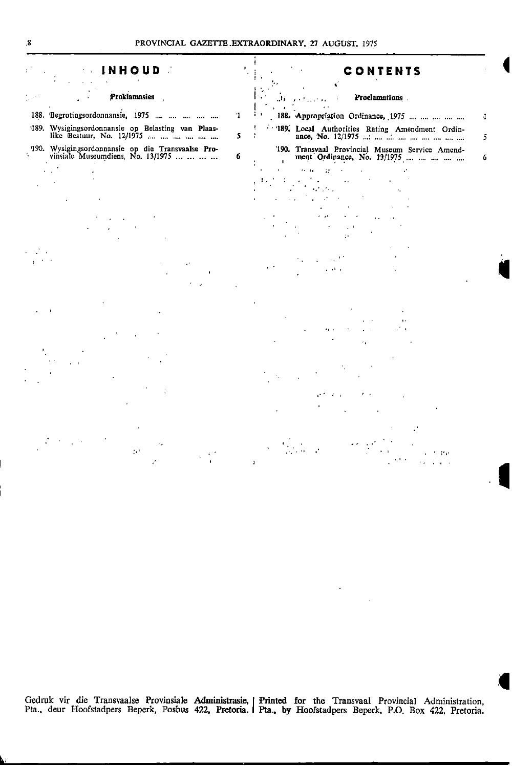## INHOUD

### Proklamasies

188. Begrotingsordonnansie, 1975 .... .... .... .... .... 1
189. Wysigingsordonnansie op Belasting van Plaaslike Bestuur, No. 12/1975 .... .... .... .... .... .... 5
190. Wysigingsordonnansie op die Transvaalse Provinsiale Museumdiens, No. 13/1975 .... .... .... .... 6

## CONTENTS

### Proclamations

188. Appropriation Ordinance, 1975 .... .... .... .... .... 1
189. Local Authorities Rating Amendment Ordinance, No. 12/1975 .... .... .... .... .... .... .... .... 5
190. Transvaal Provincial Museum Service Amendment Ordinance, No. 13/1975 .... .... .... .... .... 6

Gedruk vir die Transvaalse Provinsiale **Administrasie**, Pta., deur Hoofstadpers Beperk, Posbus 422, **Pretoria**.

**Printed** for the Transvaal Provincial Administration, Pta., by Hoofstadpers Beperk, P.O. Box 422, Pretoria.